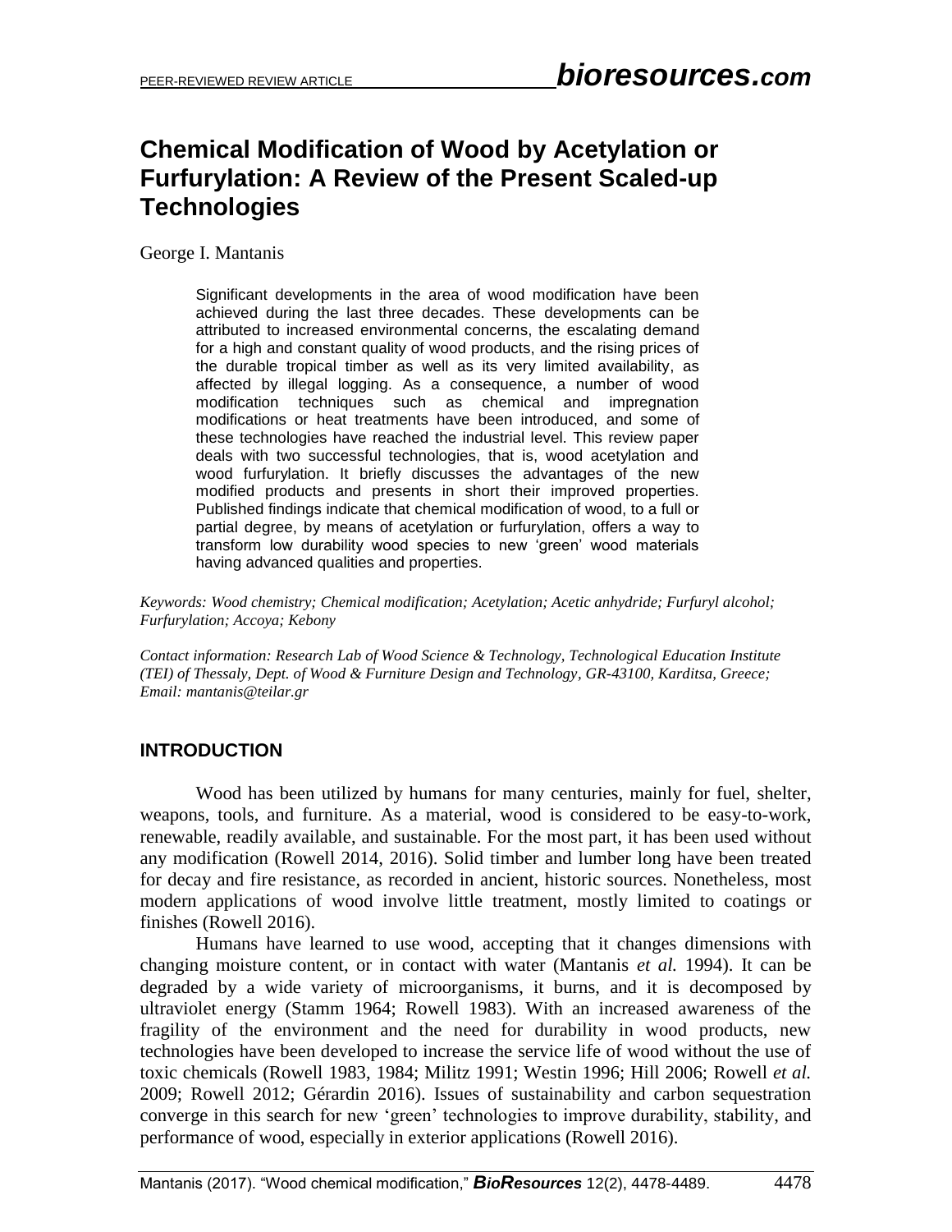# Chemical Modification of Wood by Acetylation or Furfurylation: A Review of the Present Scaled-up Technologies

George I. Mantanis

Significant developments in the area of wood modification have been achieved during the last three decades. These developments can be attributed to increased environmental concerns, the escalating demand for a high and constant quality of wood products, and the rising prices of the durable tropical timber as well as its very limited availability, as affected by illegal logging. As a consequence, a number of wood modification techniques such as chemical and impregnation modifications or heat treatments have been introduced, and some of these technologies have reached the industrial level. This review paper deals with two successful technologies, that is, wood acetylation and wood furfurylation. It briefly discusses the advantages of the new modified products and presents in short their improved properties. Published findings indicate that chemical modification of wood, to a full or partial degree, by means of acetylation or furfurylation, offers a way to transform low durability wood species to new 'green' wood materials having advanced qualities and properties.

*Keywords: Wood chemistry; Chemical modification; Acetylation; Acetic anhydride; Furfuryl alcohol; Furfurylation; Accoya; Kebony*

*Contact information: Research Lab of Wood Science & Technology, Technological Education Institute (TEI) of Thessaly, Dept. of Wood & Furniture Design and Technology, GR-43100, Karditsa, Greece; Email: mantanis@teilar.gr*

## INTRODUCTION

Wood has been utilized by humans for many centuries, mainly for fuel, shelter, weapons, tools, and furniture. As a material, wood is considered to be easy-to-work, renewable, readily available, and sustainable. For the most part, it has been used without any modification (Rowell 2014, 2016). Solid timber and lumber long have been treated for decay and fire resistance, as recorded in ancient, historic sources. Nonetheless, most modern applications of wood involve little treatment, mostly limited to coatings or finishes (Rowell 2016).

Humans have learned to use wood, accepting that it changes dimensions with changing moisture content, or in contact with water (Mantanis *et al.* 1994). It can be degraded by a wide variety of microorganisms, it burns, and it is decomposed by ultraviolet energy (Stamm 1964; Rowell 1983). With an increased awareness of the fragility of the environment and the need for durability in wood products, new technologies have been developed to increase the service life of wood without the use of toxic chemicals (Rowell 1983, 1984; Militz 1991; Westin 1996; Hill 2006; Rowell *et al.* 2009; Rowell 2012; Gérardin 2016). Issues of sustainability and carbon sequestration converge in this search for new 'green' technologies to improve durability, stability, and performance of wood, especially in exterior applications (Rowell 2016).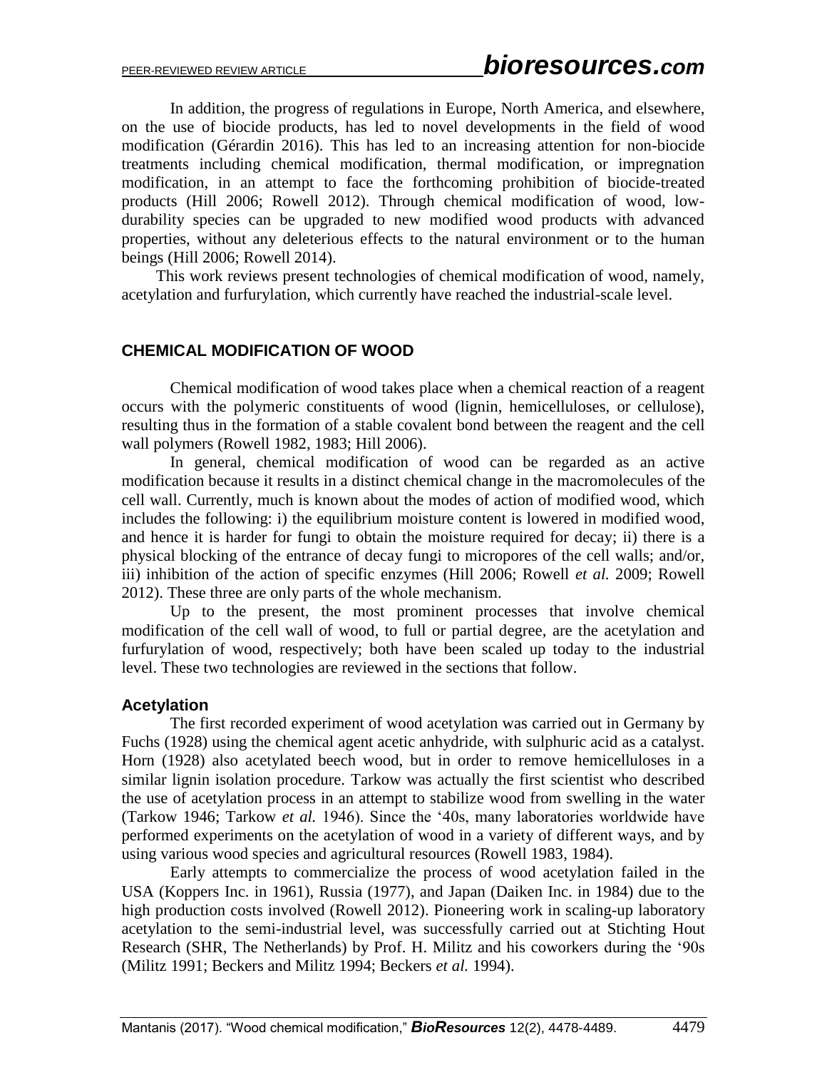In addition, the progress of regulations in Europe, North America, and elsewhere, on the use of biocide products, has led to novel developments in the field of wood modification (Gérardin 2016). This has led to an increasing attention for non-biocide treatments including chemical modification, thermal modification, or impregnation modification, in an attempt to face the forthcoming prohibition of biocide-treated products (Hill 2006; Rowell 2012). Through chemical modification of wood, low-durability species can be upgraded to new modified wood products with advanced properties, without any deleterious effects to the natural environment or to the human beings (Hill 2006; Rowell 2014).

This work reviews present technologies of chemical modification of wood, namely, acetylation and furfurylation, which currently have reached the industrial-scale level.

## CHEMICAL MODIFICATION OF WOOD

Chemical modification of wood takes place when a chemical reaction of a reagent occurs with the polymeric constituents of wood (lignin, hemicelluloses, or cellulose), resulting thus in the formation of a stable covalent bond between the reagent and the cell wall polymers (Rowell 1982, 1983; Hill 2006).

In general, chemical modification of wood can be regarded as an active modification because it results in a distinct chemical change in the macromolecules of the cell wall. Currently, much is known about the modes of action of modified wood, which includes the following: i) the equilibrium moisture content is lowered in modified wood, and hence it is harder for fungi to obtain the moisture required for decay; ii) there is a physical blocking of the entrance of decay fungi to micropores of the cell walls; and/or, iii) inhibition of the action of specific enzymes (Hill 2006; Rowell *et al.* 2009; Rowell 2012). These three are only parts of the whole mechanism.

Up to the present, the most prominent processes that involve chemical modification of the cell wall of wood, to full or partial degree, are the acetylation and furfurylation of wood, respectively; both have been scaled up today to the industrial level. These two technologies are reviewed in the sections that follow.

### Acetylation

The first recorded experiment of wood acetylation was carried out in Germany by Fuchs (1928) using the chemical agent acetic anhydride, with sulphuric acid as a catalyst. Horn (1928) also acetylated beech wood, but in order to remove hemicelluloses in a similar lignin isolation procedure. Tarkow was actually the first scientist who described the use of acetylation process in an attempt to stabilize wood from swelling in the water (Tarkow 1946; Tarkow *et al.* 1946). Since the '40s, many laboratories worldwide have performed experiments on the acetylation of wood in a variety of different ways, and by using various wood species and agricultural resources (Rowell 1983, 1984).

Early attempts to commercialize the process of wood acetylation failed in the USA (Koppers Inc. in 1961), Russia (1977), and Japan (Daiken Inc. in 1984) due to the high production costs involved (Rowell 2012). Pioneering work in scaling-up laboratory acetylation to the semi-industrial level, was successfully carried out at Stichting Hout Research (SHR, The Netherlands) by Prof. H. Militz and his coworkers during the '90s (Militz 1991; Beckers and Militz 1994; Beckers *et al.* 1994).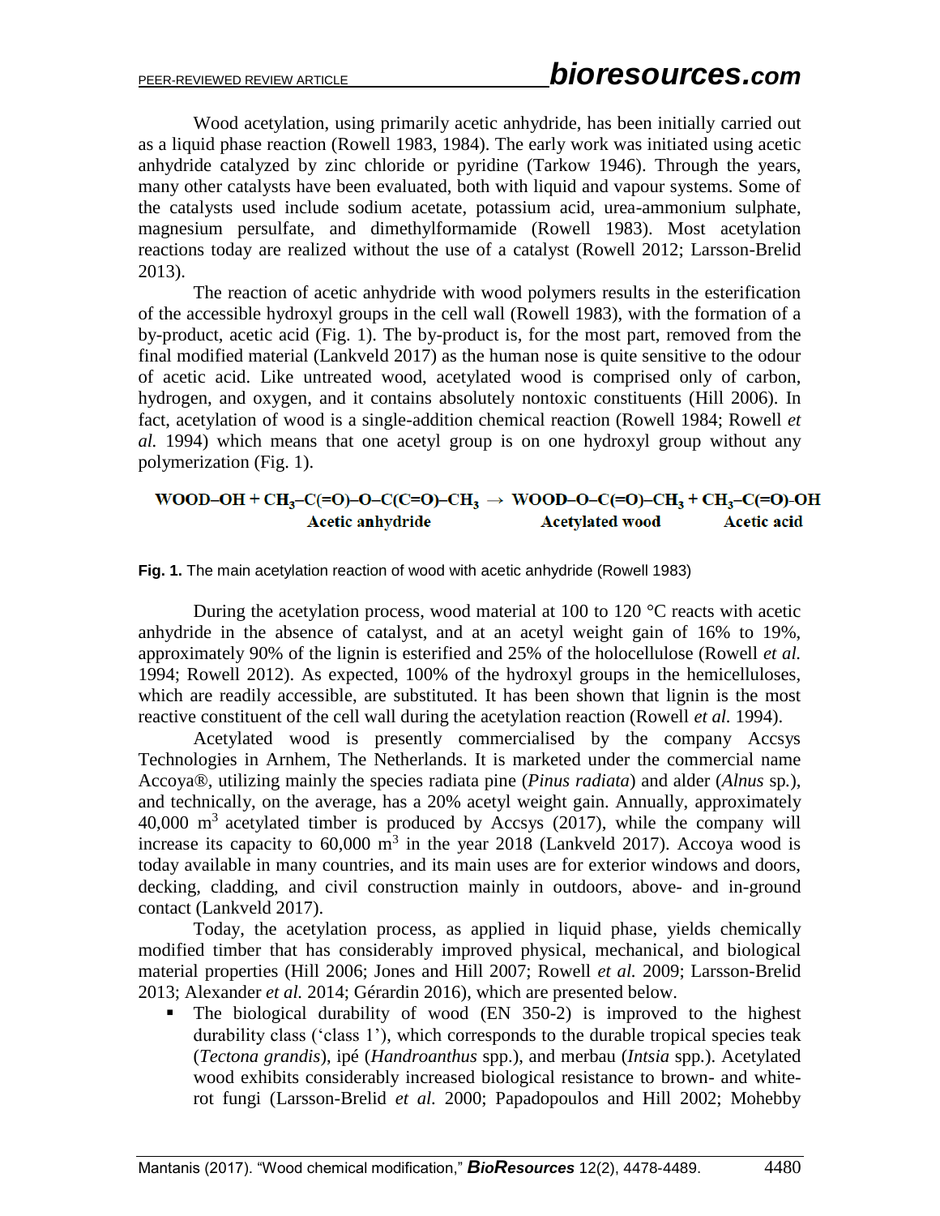Wood acetylation, using primarily acetic anhydride, has been initially carried out as a liquid phase reaction (Rowell 1983, 1984). The early work was initiated using acetic anhydride catalyzed by zinc chloride or pyridine (Tarkow 1946). Through the years, many other catalysts have been evaluated, both with liquid and vapour systems. Some of the catalysts used include sodium acetate, potassium acid, urea-ammonium sulphate, magnesium persulfate, and dimethylformamide (Rowell 1983). Most acetylation reactions today are realized without the use of a catalyst (Rowell 2012; Larsson-Brelid 2013).

The reaction of acetic anhydride with wood polymers results in the esterification of the accessible hydroxyl groups in the cell wall (Rowell 1983), with the formation of a by-product, acetic acid (Fig. 1). The by-product is, for the most part, removed from the final modified material (Lankveld 2017) as the human nose is quite sensitive to the odour of acetic acid. Like untreated wood, acetylated wood is comprised only of carbon, hydrogen, and oxygen, and it contains absolutely nontoxic constituents (Hill 2006). In fact, acetylation of wood is a single-addition chemical reaction (Rowell 1984; Rowell *et al.* 1994) which means that one acetyl group is on one hydroxyl group without any polymerization (Fig. 1).

$$\text{WOOD–OH} + \underset{\text{Acetic anhydride}}{CH_3\text{–}C(=O)\text{–}O\text{–}C(C=O)\text{–}CH_3} \rightarrow \underset{\text{Acetylated wood}}{\text{WOOD–O–}C(=O)\text{–}CH_3} + \underset{\text{Acetic acid}}{CH_3\text{–}C(=O)\text{-}OH}$$

**Fig. 1.** The main acetylation reaction of wood with acetic anhydride (Rowell 1983)

During the acetylation process, wood material at 100 to 120 °C reacts with acetic anhydride in the absence of catalyst, and at an acetyl weight gain of 16% to 19%, approximately 90% of the lignin is esterified and 25% of the holocellulose (Rowell *et al.* 1994; Rowell 2012). As expected, 100% of the hydroxyl groups in the hemicelluloses, which are readily accessible, are substituted. It has been shown that lignin is the most reactive constituent of the cell wall during the acetylation reaction (Rowell *et al.* 1994).

Acetylated wood is presently commercialised by the company Accsys Technologies in Arnhem, The Netherlands. It is marketed under the commercial name Accoya®, utilizing mainly the species radiata pine (*Pinus radiata*) and alder (*Alnus* sp.), and technically, on the average, has a 20% acetyl weight gain. Annually, approximately 40,000 $m^3$ acetylated timber is produced by Accsys (2017), while the company will increase its capacity to 60,000 $m^3$ in the year 2018 (Lankveld 2017). Accoya wood is today available in many countries, and its main uses are for exterior windows and doors, decking, cladding, and civil construction mainly in outdoors, above- and in-ground contact (Lankveld 2017).

Today, the acetylation process, as applied in liquid phase, yields chemically modified timber that has considerably improved physical, mechanical, and biological material properties (Hill 2006; Jones and Hill 2007; Rowell *et al.* 2009; Larsson-Brelid 2013; Alexander *et al.* 2014; Gérardin 2016), which are presented below.

- The biological durability of wood (EN 350-2) is improved to the highest durability class ('class 1'), which corresponds to the durable tropical species teak (*Tectona grandis*), ipé (*Handroanthus* spp.), and merbau (*Intsia* spp.). Acetylated wood exhibits considerably increased biological resistance to brown- and white-rot fungi (Larsson-Brelid *et al.* 2000; Papadopoulos and Hill 2002; Mohebby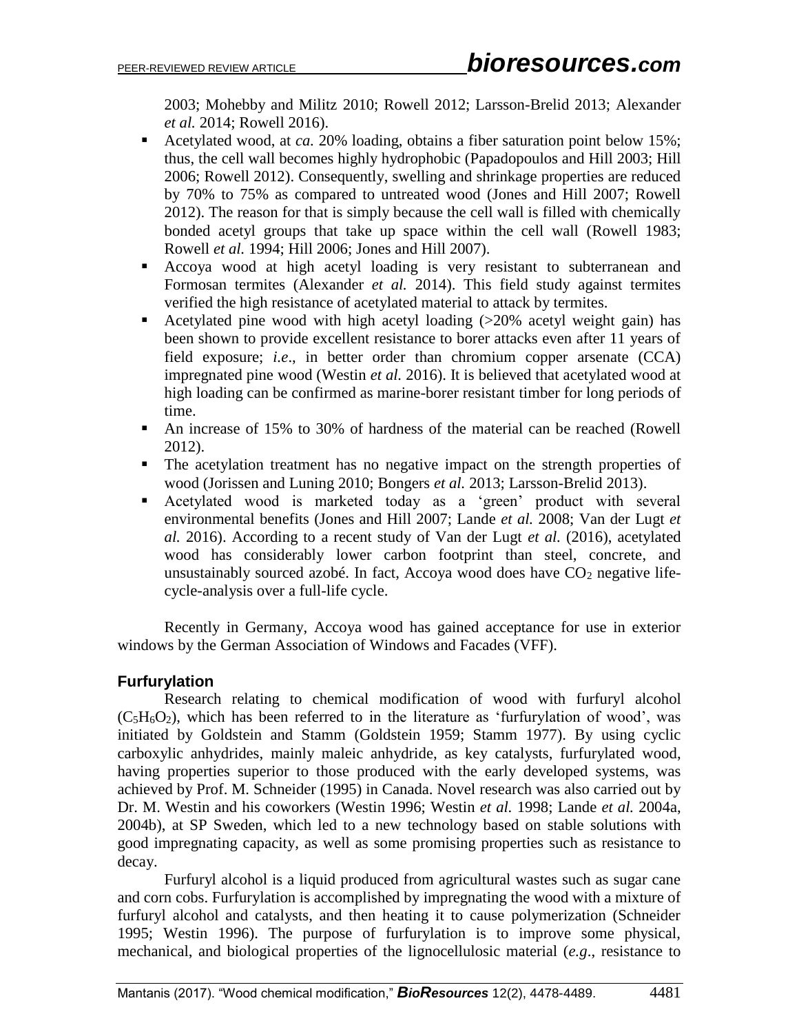2003; Mohebby and Militz 2010; Rowell 2012; Larsson-Brelid 2013; Alexander *et al.* 2014; Rowell 2016).

- Acetylated wood, at *ca.* 20% loading, obtains a fiber saturation point below 15%; thus, the cell wall becomes highly hydrophobic (Papadopoulos and Hill 2003; Hill 2006; Rowell 2012). Consequently, swelling and shrinkage properties are reduced by 70% to 75% as compared to untreated wood (Jones and Hill 2007; Rowell 2012). The reason for that is simply because the cell wall is filled with chemically bonded acetyl groups that take up space within the cell wall (Rowell 1983; Rowell *et al.* 1994; Hill 2006; Jones and Hill 2007).
- Accoya wood at high acetyl loading is very resistant to subterranean and Formosan termites (Alexander *et al.* 2014). This field study against termites verified the high resistance of acetylated material to attack by termites.
- Acetylated pine wood with high acetyl loading (>20% acetyl weight gain) has been shown to provide excellent resistance to borer attacks even after 11 years of field exposure; *i.e*., in better order than chromium copper arsenate (CCA) impregnated pine wood (Westin *et al.* 2016). It is believed that acetylated wood at high loading can be confirmed as marine-borer resistant timber for long periods of time.
- An increase of 15% to 30% of hardness of the material can be reached (Rowell 2012).
- The acetylation treatment has no negative impact on the strength properties of wood (Jorissen and Luning 2010; Bongers *et al.* 2013; Larsson-Brelid 2013).
- Acetylated wood is marketed today as a 'green' product with several environmental benefits (Jones and Hill 2007; Lande *et al.* 2008; Van der Lugt *et al.* 2016). According to a recent study of Van der Lugt *et al.* (2016), acetylated wood has considerably lower carbon footprint than steel, concrete, and unsustainably sourced azobé. In fact, Accoya wood does have $CO_2$ negative life-cycle-analysis over a full-life cycle.

Recently in Germany, Accoya wood has gained acceptance for use in exterior windows by the German Association of Windows and Facades (VFF).

## Furfurylation

Research relating to chemical modification of wood with furfuryl alcohol ($C_5H_6O_2$), which has been referred to in the literature as 'furfurylation of wood', was initiated by Goldstein and Stamm (Goldstein 1959; Stamm 1977). By using cyclic carboxylic anhydrides, mainly maleic anhydride, as key catalysts, furfurylated wood, having properties superior to those produced with the early developed systems, was achieved by Prof. M. Schneider (1995) in Canada. Novel research was also carried out by Dr. M. Westin and his coworkers (Westin 1996; Westin *et al.* 1998; Lande *et al.* 2004a, 2004b), at SP Sweden, which led to a new technology based on stable solutions with good impregnating capacity, as well as some promising properties such as resistance to decay.

Furfuryl alcohol is a liquid produced from agricultural wastes such as sugar cane and corn cobs. Furfurylation is accomplished by impregnating the wood with a mixture of furfuryl alcohol and catalysts, and then heating it to cause polymerization (Schneider 1995; Westin 1996). The purpose of furfurylation is to improve some physical, mechanical, and biological properties of the lignocellulosic material (*e.g*., resistance to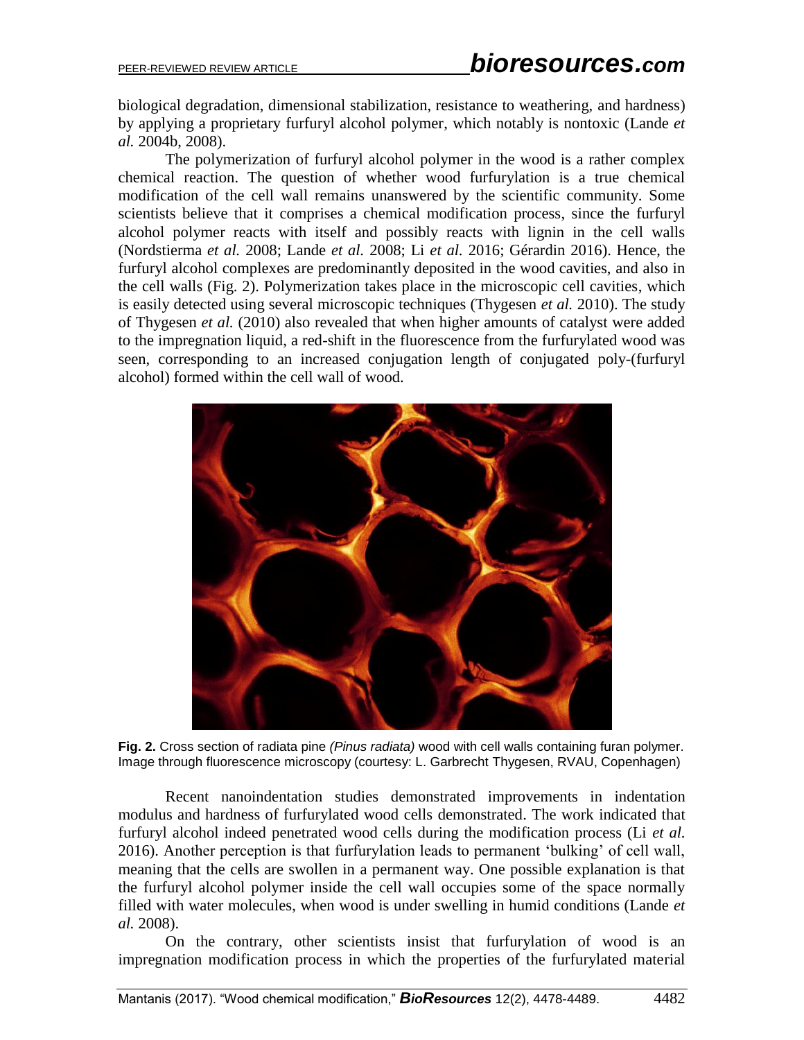biological degradation, dimensional stabilization, resistance to weathering, and hardness) by applying a proprietary furfuryl alcohol polymer, which notably is nontoxic (Lande *et al.* 2004b, 2008).

The polymerization of furfuryl alcohol polymer in the wood is a rather complex chemical reaction. The question of whether wood furfurylation is a true chemical modification of the cell wall remains unanswered by the scientific community. Some scientists believe that it comprises a chemical modification process, since the furfuryl alcohol polymer reacts with itself and possibly reacts with lignin in the cell walls (Nordstierma *et al.* 2008; Lande *et al.* 2008; Li *et al.* 2016; Gérardin 2016). Hence, the furfuryl alcohol complexes are predominantly deposited in the wood cavities, and also in the cell walls (Fig. 2). Polymerization takes place in the microscopic cell cavities, which is easily detected using several microscopic techniques (Thygesen *et al.* 2010). The study of Thygesen *et al.* (2010) also revealed that when higher amounts of catalyst were added to the impregnation liquid, a red-shift in the fluorescence from the furfurylated wood was seen, corresponding to an increased conjugation length of conjugated poly-(furfuryl alcohol) formed within the cell wall of wood.

**Fig. 2.** Cross section of radiata pine *(Pinus radiata)* wood with cell walls containing furan polymer. Image through fluorescence microscopy (courtesy: L. Garbrecht Thygesen, RVAU, Copenhagen)

Recent nanoindentation studies demonstrated improvements in indentation modulus and hardness of furfurylated wood cells demonstrated. The work indicated that furfuryl alcohol indeed penetrated wood cells during the modification process (Li *et al.* 2016). Another perception is that furfurylation leads to permanent 'bulking' of cell wall, meaning that the cells are swollen in a permanent way. One possible explanation is that the furfuryl alcohol polymer inside the cell wall occupies some of the space normally filled with water molecules, when wood is under swelling in humid conditions (Lande *et al.* 2008).

On the contrary, other scientists insist that furfurylation of wood is an impregnation modification process in which the properties of the furfurylated material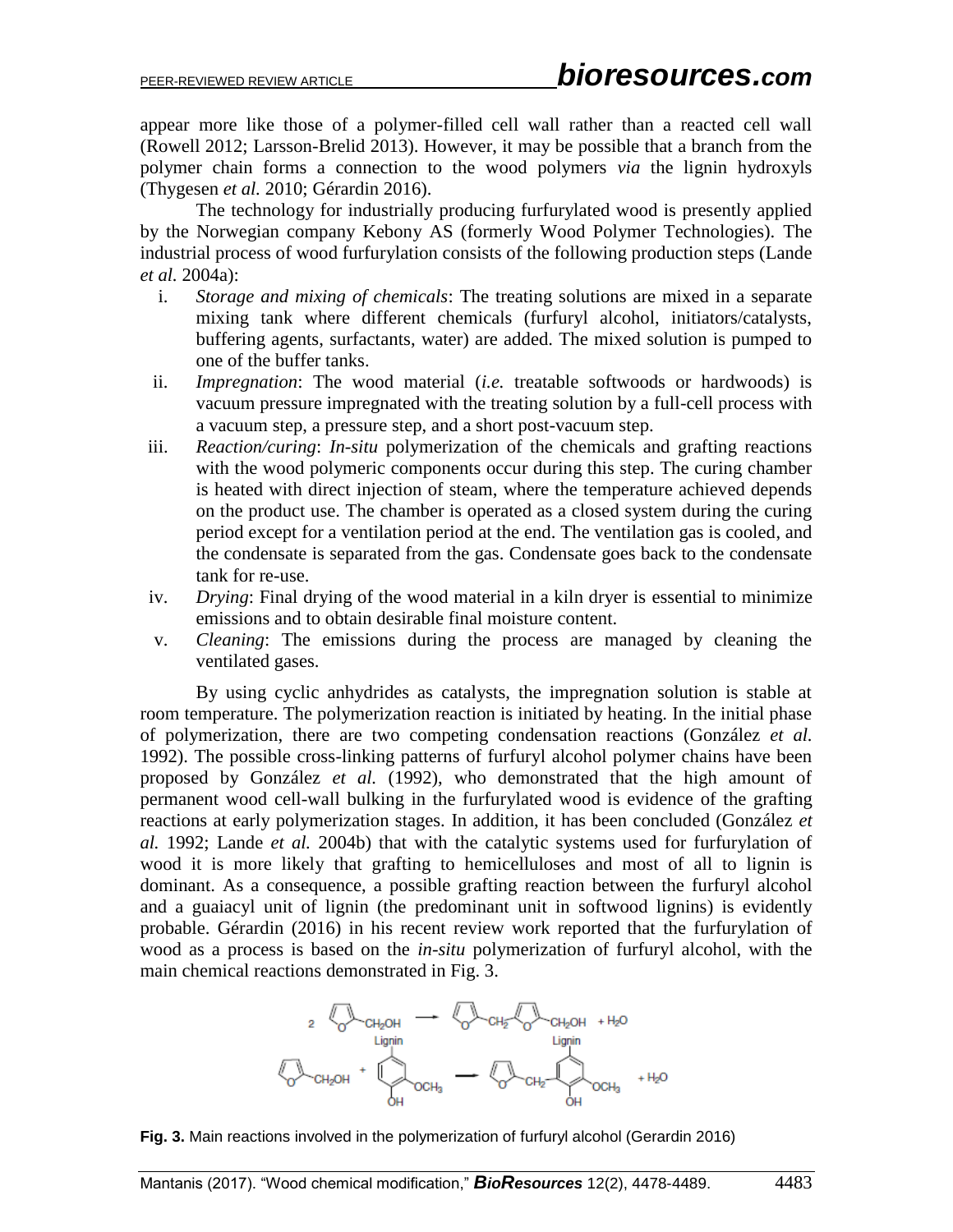appear more like those of a polymer-filled cell wall rather than a reacted cell wall (Rowell 2012; Larsson-Brelid 2013). However, it may be possible that a branch from the polymer chain forms a connection to the wood polymers *via* the lignin hydroxyls (Thygesen *et al.* 2010; Gérardin 2016).

The technology for industrially producing furfurylated wood is presently applied by the Norwegian company Kebony AS (formerly Wood Polymer Technologies). The industrial process of wood furfurylation consists of the following production steps (Lande *et al.* 2004a):

i. *Storage and mixing of chemicals*: The treating solutions are mixed in a separate mixing tank where different chemicals (furfuryl alcohol, initiators/catalysts, buffering agents, surfactants, water) are added. The mixed solution is pumped to one of the buffer tanks.
ii. *Impregnation*: The wood material (*i.e.* treatable softwoods or hardwoods) is vacuum pressure impregnated with the treating solution by a full-cell process with a vacuum step, a pressure step, and a short post-vacuum step.
iii. *Reaction/curing*: *In-situ* polymerization of the chemicals and grafting reactions with the wood polymeric components occur during this step. The curing chamber is heated with direct injection of steam, where the temperature achieved depends on the product use. The chamber is operated as a closed system during the curing period except for a ventilation period at the end. The ventilation gas is cooled, and the condensate is separated from the gas. Condensate goes back to the condensate tank for re-use.
iv. *Drying*: Final drying of the wood material in a kiln dryer is essential to minimize emissions and to obtain desirable final moisture content.
v. *Cleaning*: The emissions during the process are managed by cleaning the ventilated gases.

By using cyclic anhydrides as catalysts, the impregnation solution is stable at room temperature. The polymerization reaction is initiated by heating. In the initial phase of polymerization, there are two competing condensation reactions (González *et al.* 1992). The possible cross-linking patterns of furfuryl alcohol polymer chains have been proposed by González *et al.* (1992), who demonstrated that the high amount of permanent wood cell-wall bulking in the furfurylated wood is evidence of the grafting reactions at early polymerization stages. In addition, it has been concluded (González *et al.* 1992; Lande *et al.* 2004b) that with the catalytic systems used for furfurylation of wood it is more likely that grafting to hemicelluloses and most of all to lignin is dominant. As a consequence, a possible grafting reaction between the furfuryl alcohol and a guaiacyl unit of lignin (the predominant unit in softwood lignins) is evidently probable. Gérardin (2016) in his recent review work reported that the furfurylation of wood as a process is based on the *in-situ* polymerization of furfuryl alcohol, with the main chemical reactions demonstrated in Fig. 3.

2 CH₂OH → CH₂ CH₂OH + $H_2O$

Lignin Lignin

CH₂OH + OCH₃ OH → CH₂ OCH₃ OH + $H_2O$

**Fig. 3.** Main reactions involved in the polymerization of furfuryl alcohol (Gerardin 2016)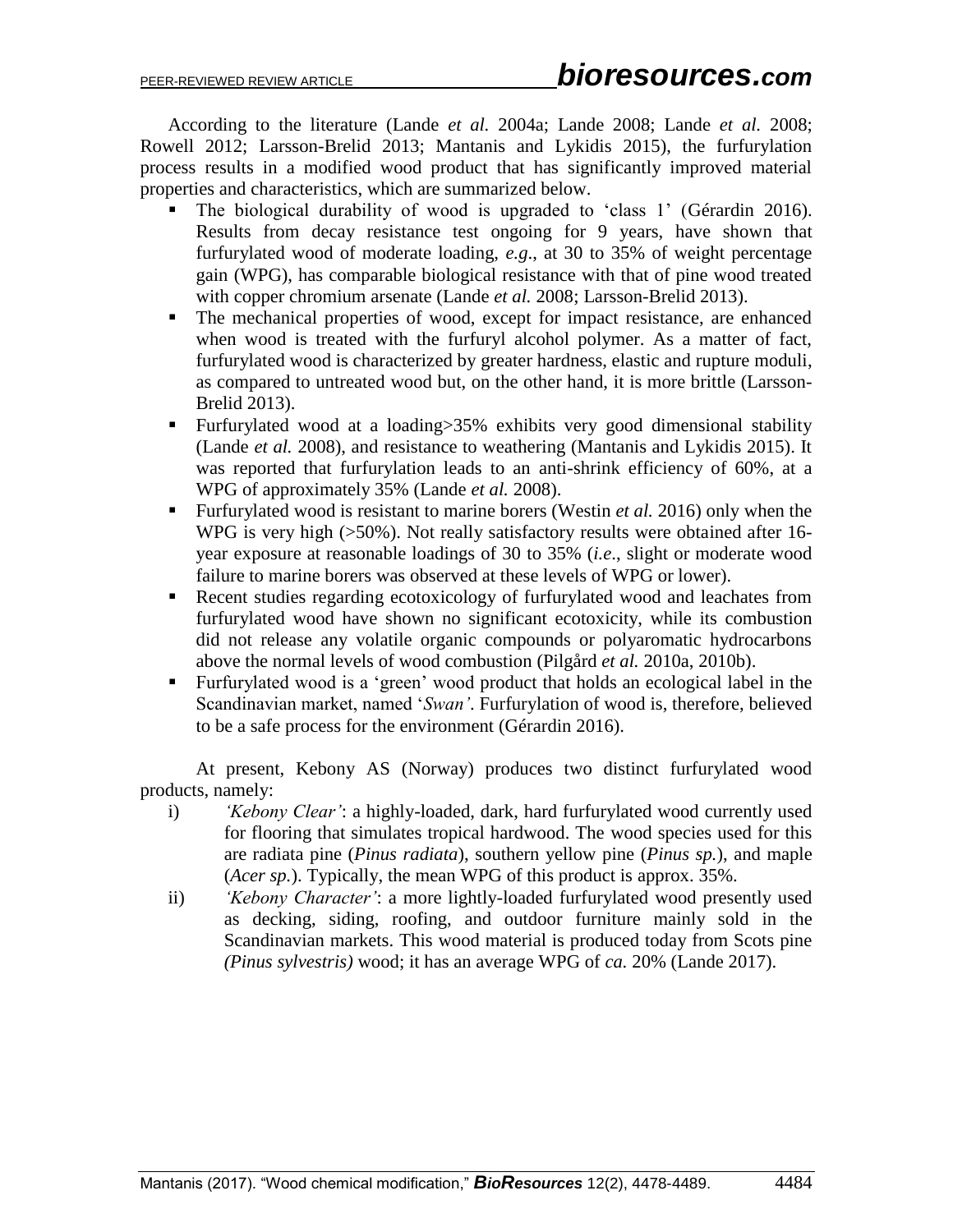According to the literature (Lande *et al.* 2004a; Lande 2008; Lande *et al.* 2008; Rowell 2012; Larsson-Brelid 2013; Mantanis and Lykidis 2015), the furfurylation process results in a modified wood product that has significantly improved material properties and characteristics, which are summarized below.

- The biological durability of wood is upgraded to 'class 1' (Gérardin 2016). Results from decay resistance test ongoing for 9 years, have shown that furfurylated wood of moderate loading, *e.g*., at 30 to 35% of weight percentage gain (WPG), has comparable biological resistance with that of pine wood treated with copper chromium arsenate (Lande *et al.* 2008; Larsson-Brelid 2013).
- The mechanical properties of wood, except for impact resistance, are enhanced when wood is treated with the furfuryl alcohol polymer. As a matter of fact, furfurylated wood is characterized by greater hardness, elastic and rupture moduli, as compared to untreated wood but, on the other hand, it is more brittle (Larsson-Brelid 2013).
- Furfurylated wood at a loading>35% exhibits very good dimensional stability (Lande *et al.* 2008), and resistance to weathering (Mantanis and Lykidis 2015). It was reported that furfurylation leads to an anti-shrink efficiency of 60%, at a WPG of approximately 35% (Lande *et al.* 2008).
- Furfurylated wood is resistant to marine borers (Westin *et al.* 2016) only when the WPG is very high (>50%). Not really satisfactory results were obtained after 16-year exposure at reasonable loadings of 30 to 35% (*i.e*., slight or moderate wood failure to marine borers was observed at these levels of WPG or lower).
- Recent studies regarding ecotoxicology of furfurylated wood and leachates from furfurylated wood have shown no significant ecotoxicity, while its combustion did not release any volatile organic compounds or polyaromatic hydrocarbons above the normal levels of wood combustion (Pilgård *et al.* 2010a, 2010b).
- Furfurylated wood is a 'green' wood product that holds an ecological label in the Scandinavian market, named '*Swan'*. Furfurylation of wood is, therefore, believed to be a safe process for the environment (Gérardin 2016).

At present, Kebony AS (Norway) produces two distinct furfurylated wood products, namely:

i) *'Kebony Clear'*: a highly-loaded, dark, hard furfurylated wood currently used for flooring that simulates tropical hardwood. The wood species used for this are radiata pine (*Pinus radiata*), southern yellow pine (*Pinus sp.*), and maple (*Acer sp.*). Typically, the mean WPG of this product is approx. 35%.

ii) *'Kebony Character'*: a more lightly-loaded furfurylated wood presently used as decking, siding, roofing, and outdoor furniture mainly sold in the Scandinavian markets. This wood material is produced today from Scots pine *(Pinus sylvestris)* wood; it has an average WPG of *ca.* 20% (Lande 2017).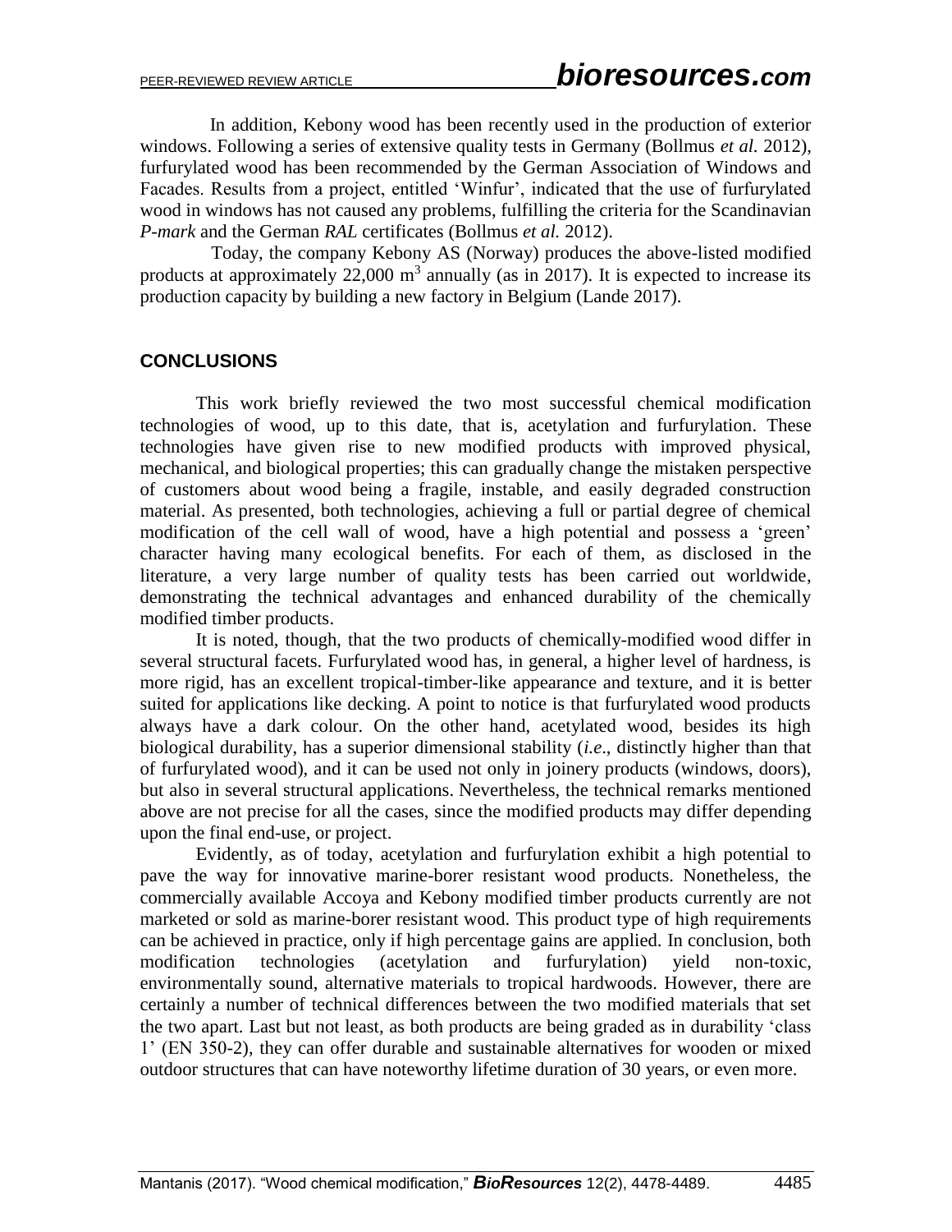In addition, Kebony wood has been recently used in the production of exterior windows. Following a series of extensive quality tests in Germany (Bollmus *et al.* 2012), furfurylated wood has been recommended by the German Association of Windows and Facades. Results from a project, entitled 'Winfur', indicated that the use of furfurylated wood in windows has not caused any problems, fulfilling the criteria for the Scandinavian *P-mark* and the German *RAL* certificates (Bollmus *et al.* 2012).

Today, the company Kebony AS (Norway) produces the above-listed modified products at approximately 22,000 $m^3$ annually (as in 2017). It is expected to increase its production capacity by building a new factory in Belgium (Lande 2017).

## CONCLUSIONS

This work briefly reviewed the two most successful chemical modification technologies of wood, up to this date, that is, acetylation and furfurylation. These technologies have given rise to new modified products with improved physical, mechanical, and biological properties; this can gradually change the mistaken perspective of customers about wood being a fragile, instable, and easily degraded construction material. As presented, both technologies, achieving a full or partial degree of chemical modification of the cell wall of wood, have a high potential and possess a 'green' character having many ecological benefits. For each of them, as disclosed in the literature, a very large number of quality tests has been carried out worldwide, demonstrating the technical advantages and enhanced durability of the chemically modified timber products.

It is noted, though, that the two products of chemically-modified wood differ in several structural facets. Furfurylated wood has, in general, a higher level of hardness, is more rigid, has an excellent tropical-timber-like appearance and texture, and it is better suited for applications like decking. A point to notice is that furfurylated wood products always have a dark colour. On the other hand, acetylated wood, besides its high biological durability, has a superior dimensional stability (*i.e*., distinctly higher than that of furfurylated wood), and it can be used not only in joinery products (windows, doors), but also in several structural applications. Nevertheless, the technical remarks mentioned above are not precise for all the cases, since the modified products may differ depending upon the final end-use, or project.

Evidently, as of today, acetylation and furfurylation exhibit a high potential to pave the way for innovative marine-borer resistant wood products. Nonetheless, the commercially available Accoya and Kebony modified timber products currently are not marketed or sold as marine-borer resistant wood. This product type of high requirements can be achieved in practice, only if high percentage gains are applied. In conclusion, both modification technologies (acetylation and furfurylation) yield non-toxic, environmentally sound, alternative materials to tropical hardwoods. However, there are certainly a number of technical differences between the two modified materials that set the two apart. Last but not least, as both products are being graded as in durability 'class 1' (EN 350-2), they can offer durable and sustainable alternatives for wooden or mixed outdoor structures that can have noteworthy lifetime duration of 30 years, or even more.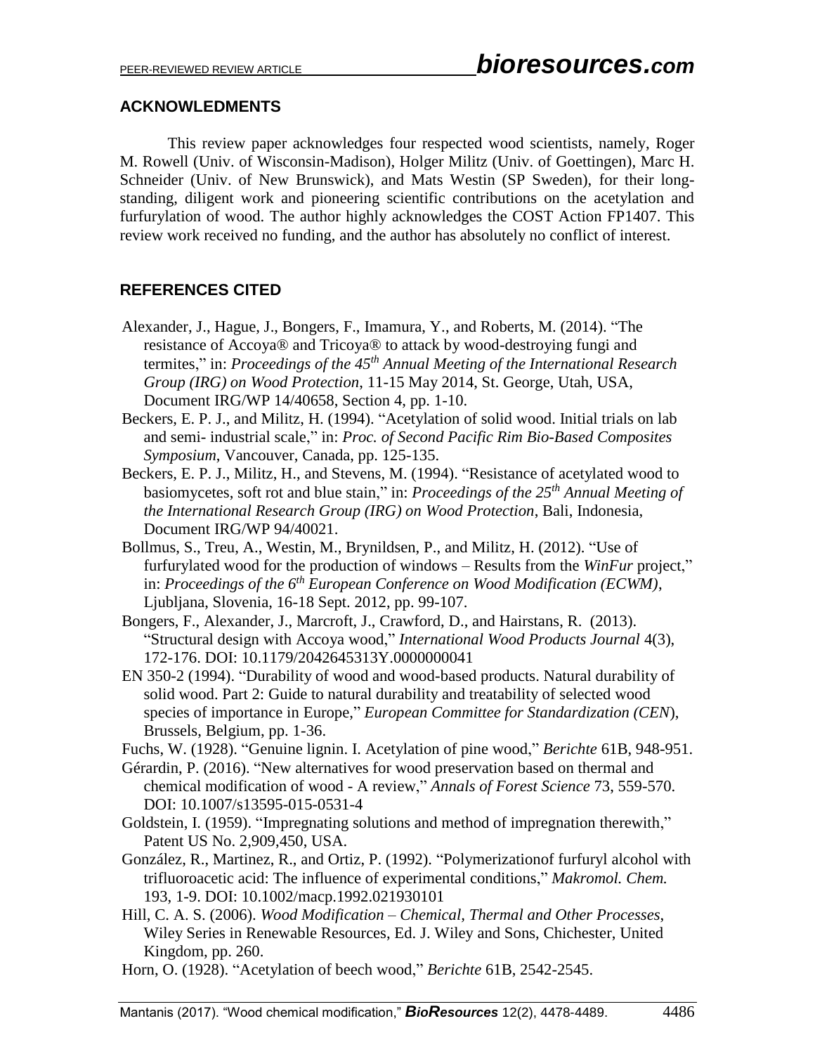## ACKNOWLEDGMENTS

This review paper acknowledges four respected wood scientists, namely, Roger M. Rowell (Univ. of Wisconsin-Madison), Holger Militz (Univ. of Goettingen), Marc H. Schneider (Univ. of New Brunswick), and Mats Westin (SP Sweden), for their long-standing, diligent work and pioneering scientific contributions on the acetylation and furfurylation of wood. The author highly acknowledges the COST Action FP1407. This review work received no funding, and the author has absolutely no conflict of interest.

## REFERENCES CITED

Alexander, J., Hague, J., Bongers, F., Imamura, Y., and Roberts, M. (2014). "The resistance of Accoya® and Tricoya® to attack by wood-destroying fungi and termites," in: *Proceedings of the 45th Annual Meeting of the International Research Group (IRG) on Wood Protection*, 11-15 May 2014, St. George, Utah, USA, Document IRG/WP 14/40658, Section 4, pp. 1-10.

Beckers, E. P. J., and Militz, H. (1994). "Acetylation of solid wood. Initial trials on lab and semi- industrial scale," in: *Proc. of Second Pacific Rim Bio-Based Composites Symposium*, Vancouver, Canada, pp. 125-135.

Beckers, E. P. J., Militz, H., and Stevens, M. (1994). "Resistance of acetylated wood to basiomycetes, soft rot and blue stain," in: *Proceedings of the 25th Annual Meeting of the International Research Group (IRG) on Wood Protection*, Bali, Indonesia, Document IRG/WP 94/40021.

Bollmus, S., Treu, A., Westin, M., Brynildsen, P., and Militz, H. (2012). "Use of furfurylated wood for the production of windows – Results from the *WinFur* project," in: *Proceedings of the 6th European Conference on Wood Modification (ECWM)*, Ljubljana, Slovenia, 16-18 Sept. 2012, pp. 99-107.

Bongers, F., Alexander, J., Marcroft, J., Crawford, D., and Hairstans, R. (2013). "Structural design with Accoya wood," *International Wood Products Journal* 4(3), 172-176. DOI: 10.1179/2042645313Y.0000000041

EN 350-2 (1994). "Durability of wood and wood-based products. Natural durability of solid wood. Part 2: Guide to natural durability and treatability of selected wood species of importance in Europe," *European Committee for Standardization (CEN*), Brussels, Belgium, pp. 1-36.

Fuchs, W. (1928). "Genuine lignin. I. Acetylation of pine wood," *Berichte* 61B, 948-951.

Gérardin, P. (2016). "New alternatives for wood preservation based on thermal and chemical modification of wood - A review," *Annals of Forest Science* 73, 559-570. DOI: 10.1007/s13595-015-0531-4

Goldstein, I. (1959). "Impregnating solutions and method of impregnation therewith," Patent US No. 2,909,450, USA.

González, R., Martinez, R., and Ortiz, P. (1992). "Polymerizationof furfuryl alcohol with trifluoroacetic acid: The influence of experimental conditions," *Makromol. Chem.* 193, 1-9. DOI: 10.1002/macp.1992.021930101

Hill, C. A. S. (2006). *Wood Modification – Chemical, Thermal and Other Processes*, Wiley Series in Renewable Resources, Ed. J. Wiley and Sons, Chichester, United Kingdom, pp. 260.

Horn, O. (1928). "Acetylation of beech wood," *Berichte* 61B, 2542-2545.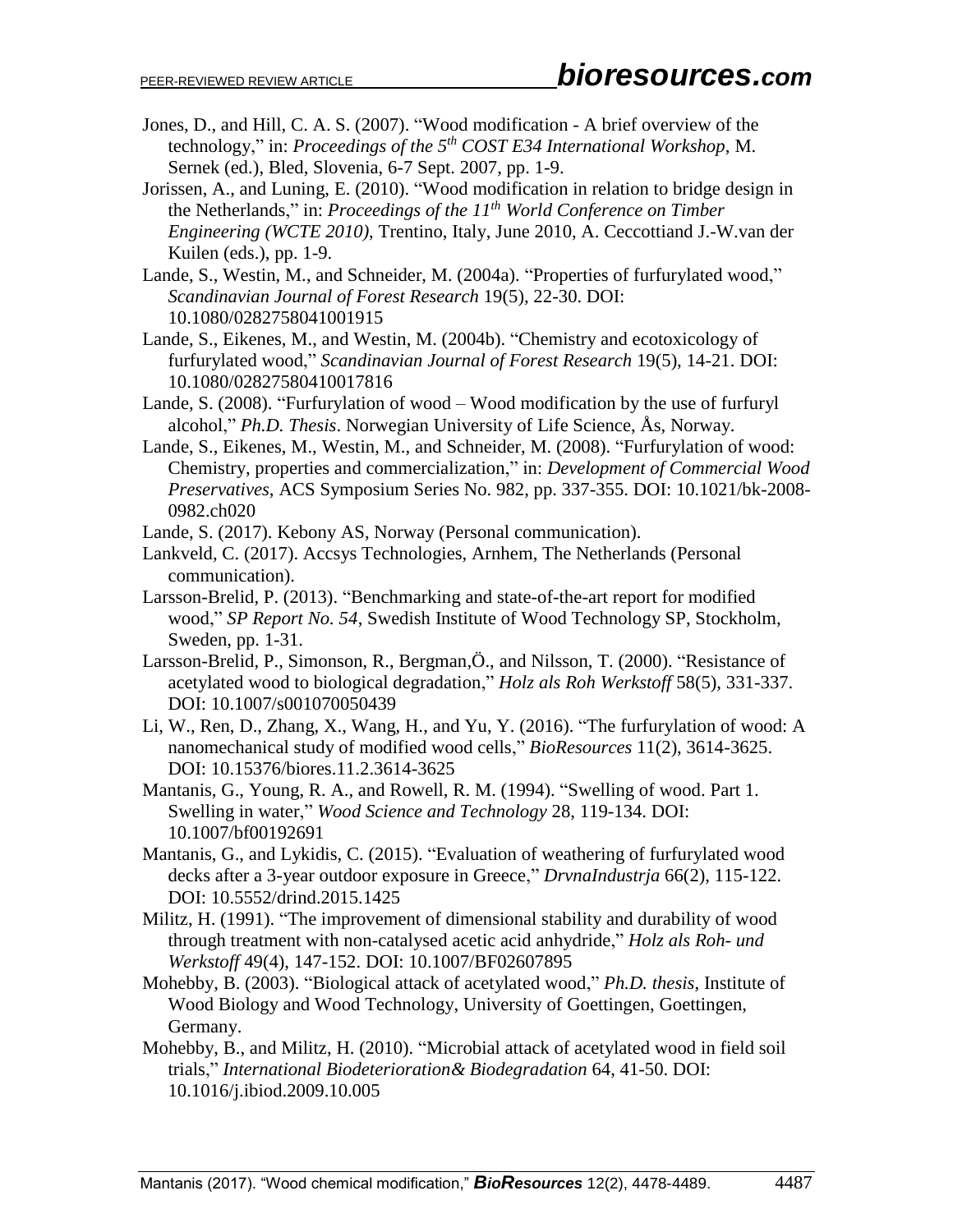Jones, D., and Hill, C. A. S. (2007). "Wood modification - A brief overview of the technology," in: *Proceedings of the 5th COST E34 International Workshop*, M. Sernek (ed.), Bled, Slovenia, 6-7 Sept. 2007, pp. 1-9.

Jorissen, A., and Luning, E. (2010). "Wood modification in relation to bridge design in the Netherlands," in: *Proceedings of the 11th World Conference on Timber Engineering (WCTE 2010)*, Trentino, Italy, June 2010, A. Ceccottiand J.-W.van der Kuilen (eds.), pp. 1-9.

Lande, S., Westin, M., and Schneider, M. (2004a). "Properties of furfurylated wood," *Scandinavian Journal of Forest Research* 19(5), 22-30. DOI: 10.1080/0282758041001915

Lande, S., Eikenes, M., and Westin, M. (2004b). "Chemistry and ecotoxicology of furfurylated wood," *Scandinavian Journal of Forest Research* 19(5), 14-21. DOI: 10.1080/02827580410017816

Lande, S. (2008). "Furfurylation of wood – Wood modification by the use of furfuryl alcohol," *Ph.D. Thesis*. Norwegian University of Life Science, Ås, Norway.

Lande, S., Eikenes, M., Westin, M., and Schneider, M. (2008). "Furfurylation of wood: Chemistry, properties and commercialization," in: *Development of Commercial Wood Preservatives*, ACS Symposium Series No. 982, pp. 337-355. DOI: 10.1021/bk-2008-0982.ch020

Lande, S. (2017). Kebony AS, Norway (Personal communication).

Lankveld, C. (2017). Accsys Technologies, Arnhem, The Netherlands (Personal communication).

Larsson-Brelid, P. (2013). "Benchmarking and state-of-the-art report for modified wood," *SP Report No. 54*, Swedish Institute of Wood Technology SP, Stockholm, Sweden, pp. 1-31.

Larsson-Brelid, P., Simonson, R., Bergman,Ö., and Nilsson, T. (2000). "Resistance of acetylated wood to biological degradation," *Holz als Roh Werkstoff* 58(5), 331-337. DOI: 10.1007/s001070050439

Li, W., Ren, D., Zhang, X., Wang, H., and Yu, Y. (2016). "The furfurylation of wood: A nanomechanical study of modified wood cells," *BioResources* 11(2), 3614-3625. DOI: 10.15376/biores.11.2.3614-3625

Mantanis, G., Young, R. A., and Rowell, R. M. (1994). "Swelling of wood. Part 1. Swelling in water," *Wood Science and Technology* 28, 119-134. DOI: 10.1007/bf00192691

Mantanis, G., and Lykidis, C. (2015). "Evaluation of weathering of furfurylated wood decks after a 3-year outdoor exposure in Greece," *DrvnaIndustrja* 66(2), 115-122. DOI: 10.5552/drind.2015.1425

Militz, H. (1991). "The improvement of dimensional stability and durability of wood through treatment with non-catalysed acetic acid anhydride," *Holz als Roh- und Werkstoff* 49(4), 147-152. DOI: 10.1007/BF02607895

Mohebby, B. (2003). "Biological attack of acetylated wood," *Ph.D. thesis*, Institute of Wood Biology and Wood Technology, University of Goettingen, Goettingen, Germany.

Mohebby, B., and Militz, H. (2010). "Microbial attack of acetylated wood in field soil trials," *International Biodeterioration& Biodegradation* 64, 41-50. DOI: 10.1016/j.ibiod.2009.10.005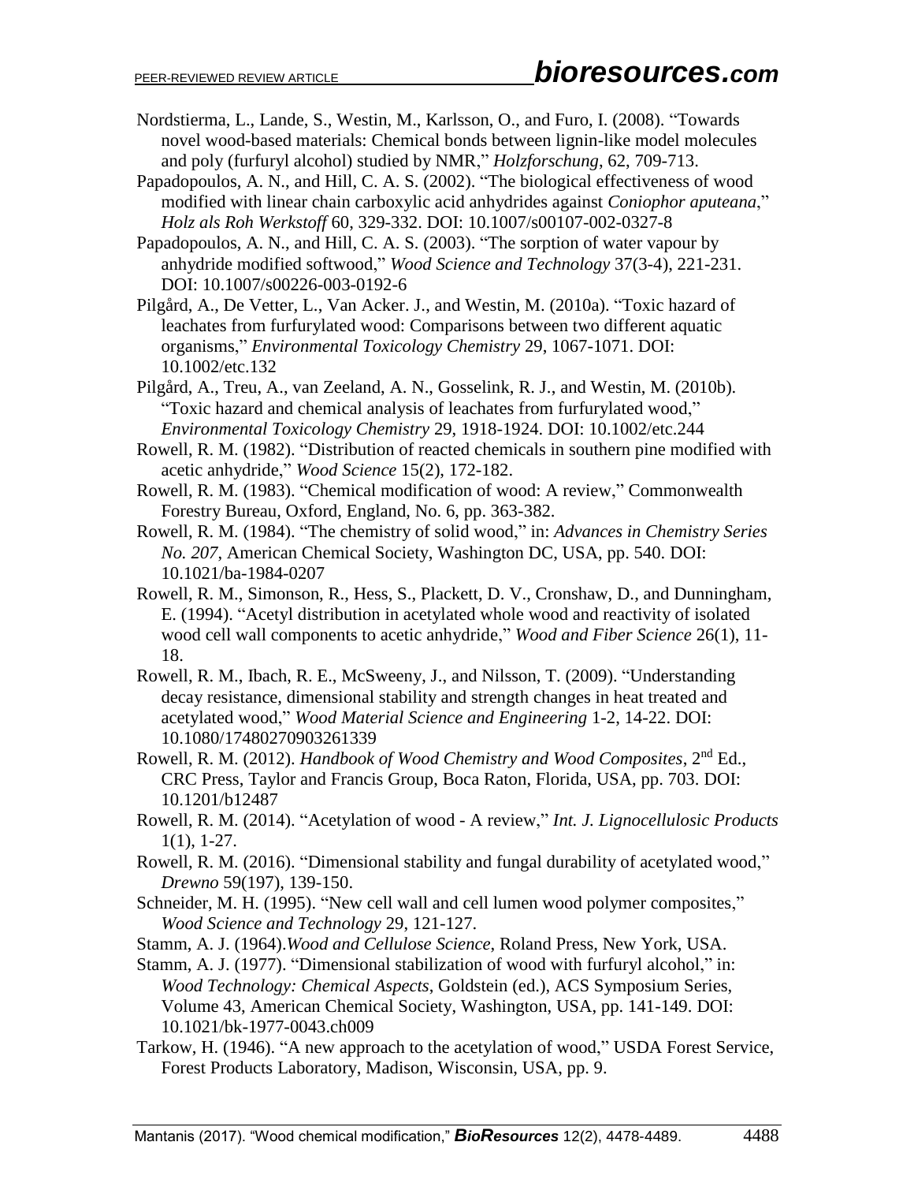Nordstierma, L., Lande, S., Westin, M., Karlsson, O., and Furo, I. (2008). "Towards novel wood-based materials: Chemical bonds between lignin-like model molecules and poly (furfuryl alcohol) studied by NMR," *Holzforschung*, 62, 709-713.

Papadopoulos, A. N., and Hill, C. A. S. (2002). "The biological effectiveness of wood modified with linear chain carboxylic acid anhydrides against *Coniophor aputeana*," *Holz als Roh Werkstoff* 60, 329-332. DOI: 10.1007/s00107-002-0327-8

Papadopoulos, A. N., and Hill, C. A. S. (2003). "The sorption of water vapour by anhydride modified softwood," *Wood Science and Technology* 37(3-4), 221-231. DOI: 10.1007/s00226-003-0192-6

Pilgård, A., De Vetter, L., Van Acker. J., and Westin, M. (2010a). "Toxic hazard of leachates from furfurylated wood: Comparisons between two different aquatic organisms," *Environmental Toxicology Chemistry* 29, 1067-1071. DOI: 10.1002/etc.132

Pilgård, A., Treu, A., van Zeeland, A. N., Gosselink, R. J., and Westin, M. (2010b). "Toxic hazard and chemical analysis of leachates from furfurylated wood," *Environmental Toxicology Chemistry* 29, 1918-1924. DOI: 10.1002/etc.244

Rowell, R. M. (1982). "Distribution of reacted chemicals in southern pine modified with acetic anhydride," *Wood Science* 15(2), 172-182.

Rowell, R. M. (1983). "Chemical modification of wood: A review," Commonwealth Forestry Bureau, Oxford, England, No. 6, pp. 363-382.

Rowell, R. M. (1984). "The chemistry of solid wood," in: *Advances in Chemistry Series No. 207*, American Chemical Society, Washington DC, USA, pp. 540. DOI: 10.1021/ba-1984-0207

Rowell, R. M., Simonson, R., Hess, S., Plackett, D. V., Cronshaw, D., and Dunningham, E. (1994). "Acetyl distribution in acetylated whole wood and reactivity of isolated wood cell wall components to acetic anhydride," *Wood and Fiber Science* 26(1), 11-18.

Rowell, R. M., Ibach, R. E., McSweeny, J., and Nilsson, T. (2009). "Understanding decay resistance, dimensional stability and strength changes in heat treated and acetylated wood," *Wood Material Science and Engineering* 1-2, 14-22. DOI: 10.1080/17480270903261339

Rowell, R. M. (2012). *Handbook of Wood Chemistry and Wood Composites*, 2nd Ed., CRC Press, Taylor and Francis Group, Boca Raton, Florida, USA, pp. 703. DOI: 10.1201/b12487

Rowell, R. M. (2014). "Acetylation of wood - A review," *Int. J. Lignocellulosic Products* 1(1), 1-27.

Rowell, R. M. (2016). "Dimensional stability and fungal durability of acetylated wood," *Drewno* 59(197), 139-150.

Schneider, M. H. (1995). "New cell wall and cell lumen wood polymer composites," *Wood Science and Technology* 29, 121-127.

Stamm, A. J. (1964).*Wood and Cellulose Science*, Roland Press, New York, USA.

Stamm, A. J. (1977). "Dimensional stabilization of wood with furfuryl alcohol," in: *Wood Technology: Chemical Aspects*, Goldstein (ed.), ACS Symposium Series, Volume 43, American Chemical Society, Washington, USA, pp. 141-149. DOI: 10.1021/bk-1977-0043.ch009

Tarkow, H. (1946). "A new approach to the acetylation of wood," USDA Forest Service, Forest Products Laboratory, Madison, Wisconsin, USA, pp. 9.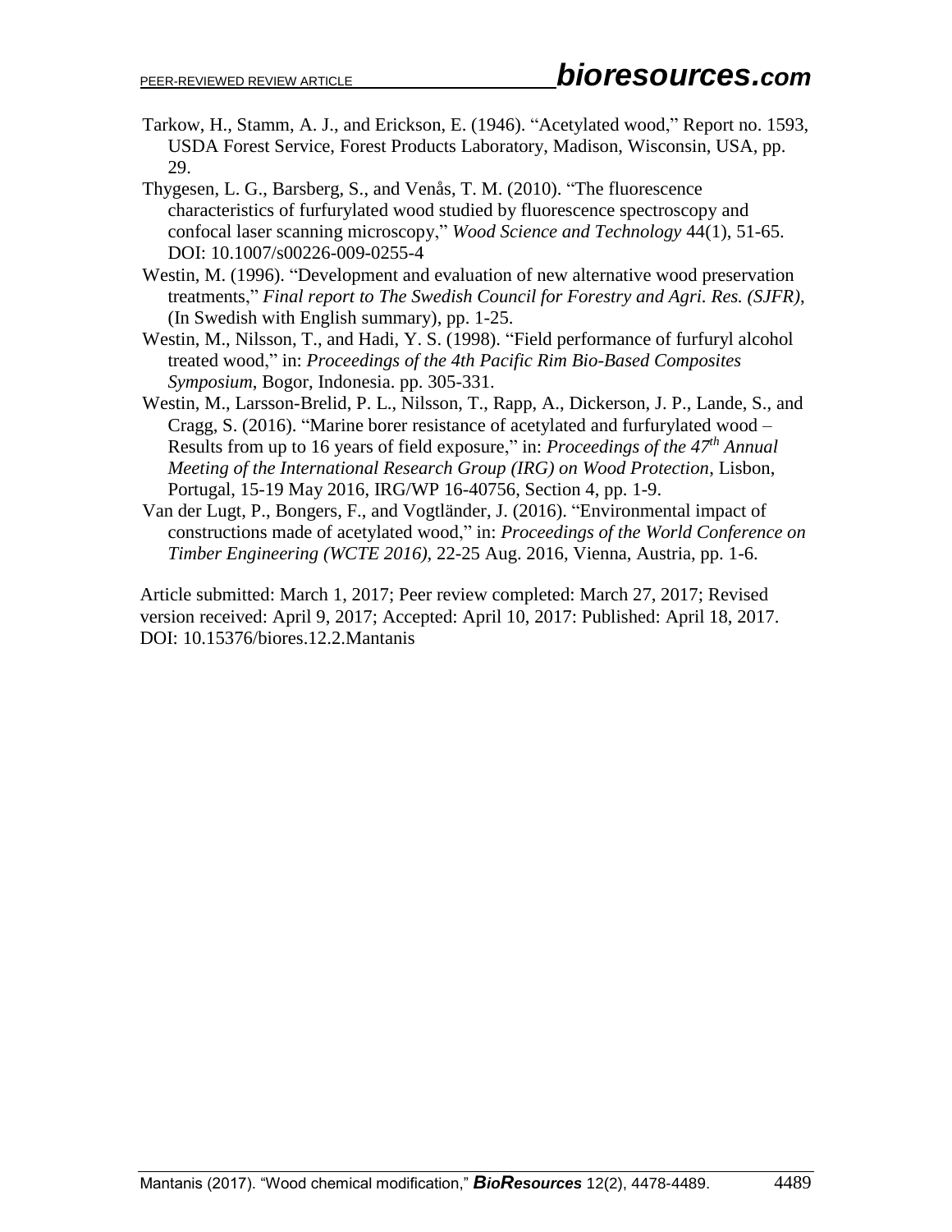Tarkow, H., Stamm, A. J., and Erickson, E. (1946). "Acetylated wood," Report no. 1593, USDA Forest Service, Forest Products Laboratory, Madison, Wisconsin, USA, pp. 29.

Thygesen, L. G., Barsberg, S., and Venås, T. M. (2010). "The fluorescence characteristics of furfurylated wood studied by fluorescence spectroscopy and confocal laser scanning microscopy," *Wood Science and Technology* 44(1), 51-65. DOI: 10.1007/s00226-009-0255-4

Westin, M. (1996). "Development and evaluation of new alternative wood preservation treatments," *Final report to The Swedish Council for Forestry and Agri. Res. (SJFR)*, (In Swedish with English summary), pp. 1-25.

Westin, M., Nilsson, T., and Hadi, Y. S. (1998). "Field performance of furfuryl alcohol treated wood," in: *Proceedings of the 4th Pacific Rim Bio-Based Composites Symposium*, Bogor, Indonesia. pp. 305-331.

Westin, M., Larsson-Brelid, P. L., Nilsson, T., Rapp, A., Dickerson, J. P., Lande, S., and Cragg, S. (2016). "Marine borer resistance of acetylated and furfurylated wood – Results from up to 16 years of field exposure," in: *Proceedings of the 47th Annual Meeting of the International Research Group (IRG) on Wood Protection*, Lisbon, Portugal, 15-19 May 2016, IRG/WP 16-40756, Section 4, pp. 1-9.

Van der Lugt, P., Bongers, F., and Vogtländer, J. (2016). "Environmental impact of constructions made of acetylated wood," in: *Proceedings of the World Conference on Timber Engineering (WCTE 2016)*, 22-25 Aug. 2016, Vienna, Austria, pp. 1-6.

Article submitted: March 1, 2017; Peer review completed: March 27, 2017; Revised version received: April 9, 2017; Accepted: April 10, 2017: Published: April 18, 2017. DOI: 10.15376/biores.12.2.Mantanis